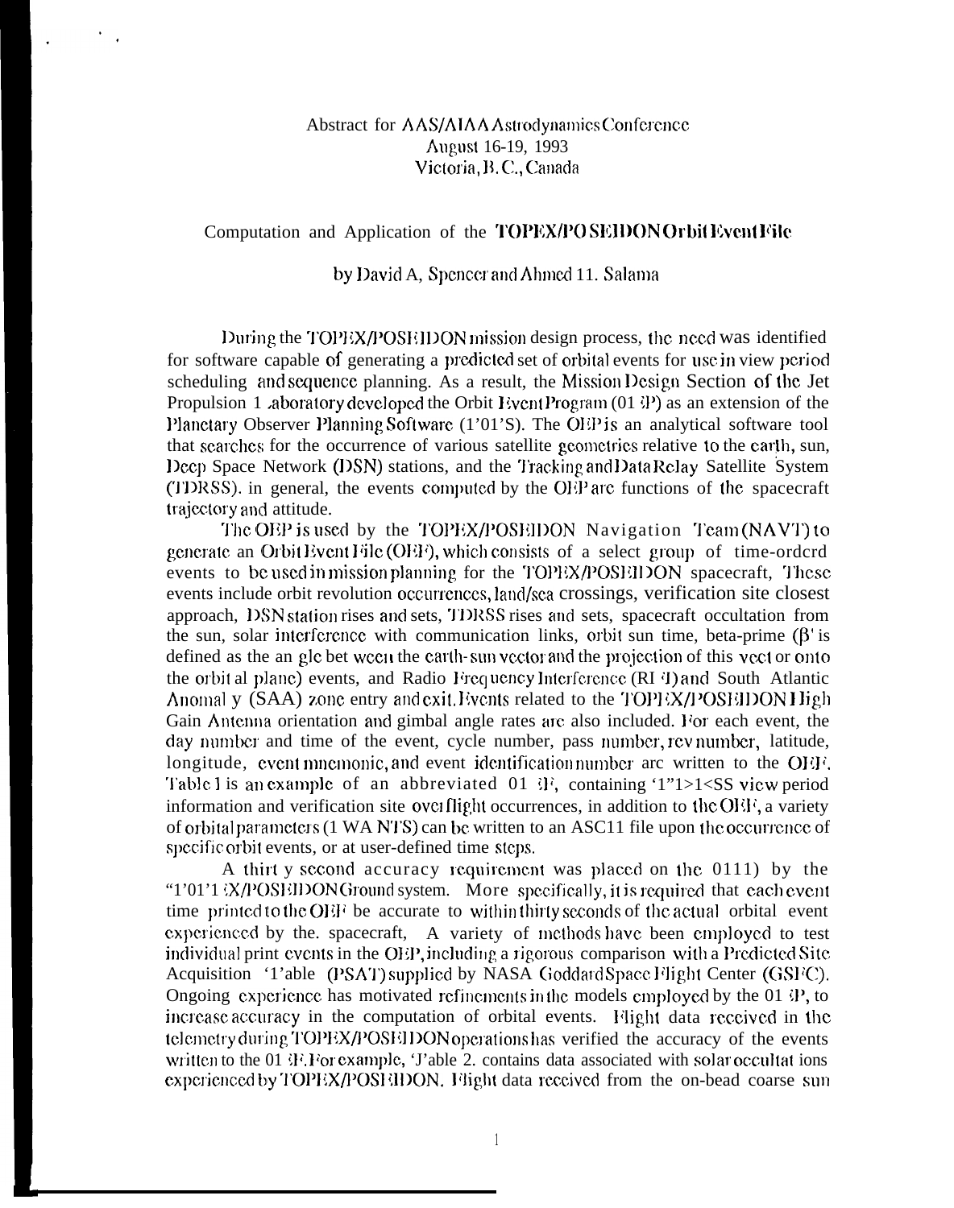Abstract for AAS/AIAA Astrodynamics Conference
August 16-19, 1993
Victoria, B. C., Canada

# Computation and Application of the TOPEX/POSEIDON Orbit Event File

by David A, Spencer and Ahmed H. Salama

During the TOPEX/POSEIDON mission design process, the need was identified for software capable of generating a predicted set of orbital events for use in view period scheduling and sequence planning. As a result, the Mission Design Section of the Jet Propulsion Laboratory developed the Orbit Event Program (OEP) as an extension of the Planetary Observer Planning Software (POPS). The OEP is an analytical software tool that searches for the occurrence of various satellite geometries relative to the earth, sun, Deep Space Network (DSN) stations, and the Tracking and Data Relay Satellite System (TDRSS). in general, the events computed by the OEP are functions of the spacecraft trajectory and attitude.

The OEP is used by the TOPEX/POSEIDON Navigation Team (NAVT) to generate an Orbit Event File (OEF), which consists of a select group of time-ordered events to be used in mission planning for the TOPEX/POSEIDON spacecraft, These events include orbit revolution occurrences, land/sea crossings, verification site closest approach, DSN station rises and sets, TDRSS rises and sets, spacecraft occultation from the sun, solar interference with communication links, orbit sun time, beta-prime ($\beta'$ is defined as the angle between the earth-sun vector and the projection of this vector onto the orbital plane) events, and Radio Frequency Interference (RFI) and South Atlantic Anomaly (SAA) zone entry and exit. Events related to the TOPEX/POSEIDON High Gain Antenna orientation and gimbal angle rates are also included. For each event, the day number and time of the event, cycle number, pass number, rev number, latitude, longitude, event mnemonic, and event identification number are written to the OEF. Table 1 is an example of an abbreviated OEF, containing TDRSS view period information and verification site overflight occurrences, in addition to the OEF, a variety of orbital parameters (TWANTS) can be written to an ASCII file upon the occurrence of specific orbit events, or at user-defined time steps.

A thirty second accuracy requirement was placed on the OEP by the TOPEX/POSEIDON Ground system. More specifically, it is required that each event time printed to the OEF be accurate to within thirty seconds of the actual orbital event experienced by the. spacecraft, A variety of methods have been employed to test individual print events in the OEP, including a rigorous comparison with a Predicted Site Acquisition Table (PSAT) supplied by NASA Goddard Space Flight Center (GSFC). Ongoing experience has motivated refinements in the models employed by the OEP, to increase accuracy in the computation of orbital events. Flight data received in the telemetry during TOPEX/POSEIDON operations has verified the accuracy of the events written to the OEF. For example, Table 2. contains data associated with solar occultations experienced by TOPEX/POSEIDON. Flight data received from the on-bead coarse sun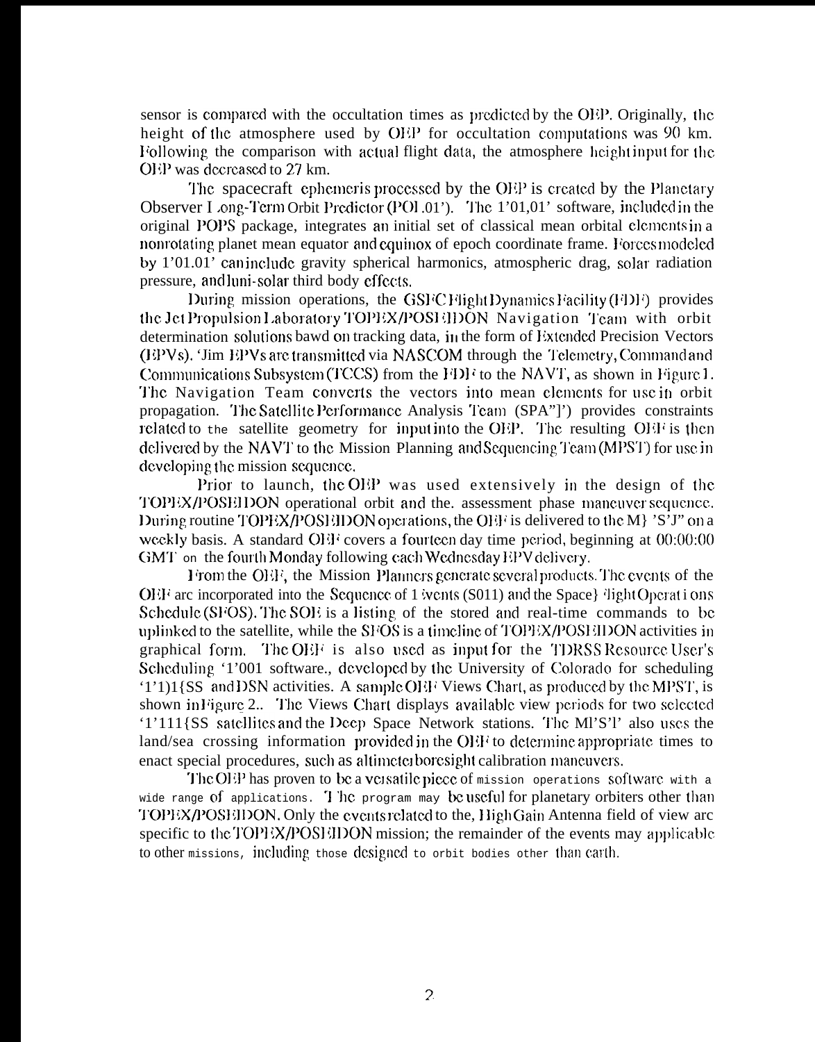sensor is compared with the occultation times as predicted by the OEP. Originally, the height of the atmosphere used by OEP for occultation computations was 90 km. Following the comparison with actual flight data, the atmosphere height input for the OEP was decreased to 27 km.

The spacecraft ephemeris processed by the OEP is created by the Planetary Observer Long-Term Orbit Predictor (POLOP). The POLOP software, included in the original POPS package, integrates an initial set of classical mean orbital elements in a nonrotating planet mean equator and equinox of epoch coordinate frame. Forces modeled by POLOP can include gravity spherical harmonics, atmospheric drag, solar radiation pressure, and luni-solar third body effects.

During mission operations, the GSFC Flight Dynamics Facility (FDF) provides the Jet Propulsion Laboratory TOPEX/POSEIDON Navigation Team with orbit determination solutions based on tracking data, in the form of Extended Precision Vectors (EPVs). The EPVs are transmitted via NASCOM through the Telemetry, Command and Communications Subsystem (TCCS) from the FDF to the NAVT, as shown in Figure 1. The Navigation Team converts the vectors into mean elements for use in orbit propagation. The Satellite Performance Analysis Team (SPAT) provides constraints related to the satellite geometry for input into the OEP. The resulting OEF is then delivered by the NAVT to the Mission Planning and Sequencing Team (MPST) for use in developing the mission sequence.

Prior to launch, the OEP was used extensively in the design of the TOPEX/POSEIDON operational orbit and the assessment phase maneuver sequence. During routine TOPEX/POSEIDON operations, the OEF is delivered to the MPST on a weekly basis. A standard OEF covers a fourteen day time period, beginning at 00:00:00 GMT on the fourth Monday following each Wednesday EPV delivery.

From the OEF, the Mission Planners generate several products. The events of the OEF arc incorporated into the Sequence of Events (SOE) and the Space Flight Operations Schedule (SFOS). The SOE is a listing of the stored and real-time commands to be uplinked to the satellite, while the SFOS is a timeline of TOPEX/POSEIDON activities in graphical form. The OEF is also used as input for the TDRSS Resource User's Scheduling TOOL software, developed by the University of Colorado for scheduling TDRSS and DSN activities. A sample OEF Views Chart, as produced by the MPST, is shown in Figure 2. The Views Chart displays available view periods for two selected TDRSS satellites and the Deep Space Network stations. The MPST also uses the land/sea crossing information provided in the OEF to determine appropriate times to enact special procedures, such as altimeter boresight calibration maneuvers.

The OEP has proven to be a versatile piece of mission operations software with a wide range of applications. The program may be useful for planetary orbiters other than TOPEX/POSEIDON. Only the events related to the High Gain Antenna field of view arc specific to the TOPEX/POSEIDON mission; the remainder of the events may applicable to other missions, including those designed to orbit bodies other than earth.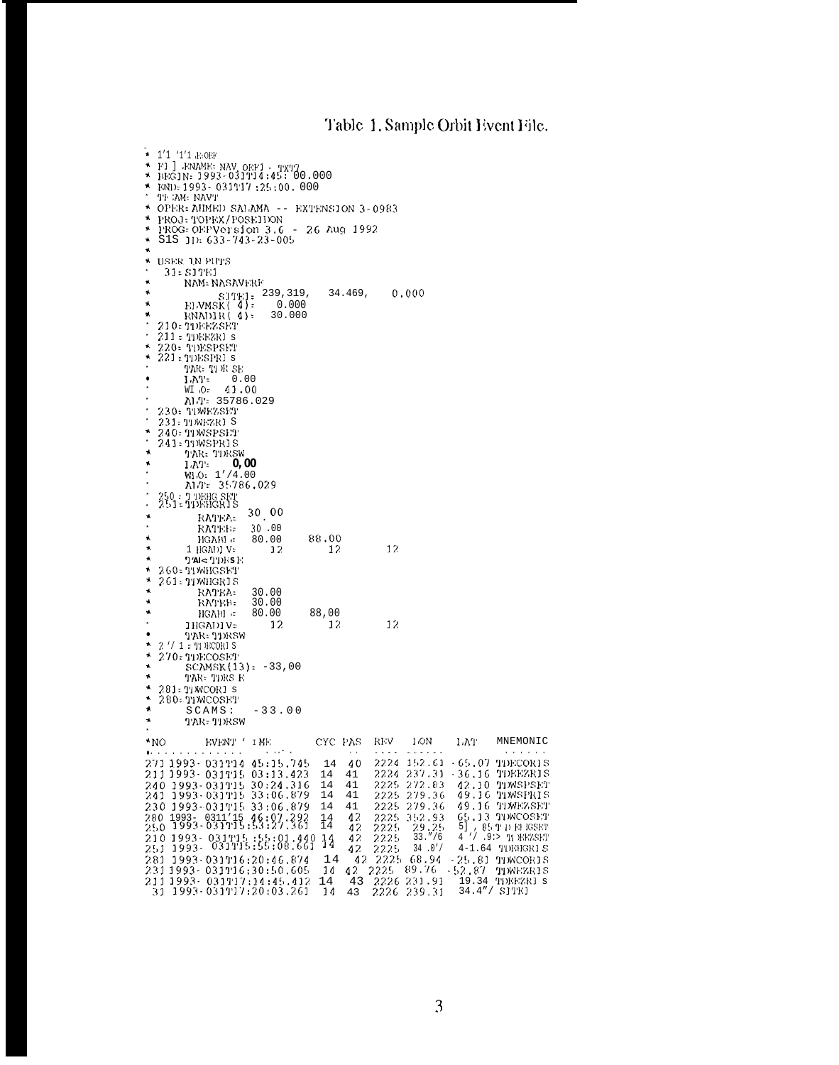Table 1. Sample Orbit Event File.

```
* 1'1 '1'1 .E:OEF
* FI ] .ENAME= NAV ORFI . TXT7
* BEGIN= 1993-031T14:45:00.000
* END=1993- 031T17 :25:00. 000
* TEAM: NAVT
* OPER: AHMED SALAMA -- EXTENSION 3-0983
* PROJ: TOPEX/POSEIDON
* PROG: OEPVersion 3.6 - 26 Aug 1992
* S1S ID: 633-743-23-005
*
* USER IN PUTS
* 31: SITE]
*      NAM: NASAVERF
*           SITEI: 239,319,   34.469,    0.000
*      ELVMSK( 4):    0.000
*      ENADIR( 4):   30.000
* 210: TDEEZSET
* 211 : TDEEZRI s
* 220: TDESPSET
* 221: TDESPRI s
*      TAR: TDR SE
*      LAT:    0.00
*      WLO:   41.00
*      ALT: 35786.029
* 230: TDWEZSET
* 231: TDWEZRI S
* 240: TDWSPSET
* 241: TDWSPRIS
*      TAR: TDRSW
*      LAT:   0,00
*      WLO: 1'/4.00
*      ALT: 35786,029
* 250 : TDEHG SET
* 251: TDEHGRIS
*         RATEA:   30.00
*         RATEB:   30 .00
*         HGANI =  80.00      88.00
*      1 HGADI V=    12         12         12
*      TAR< TDRS E
* 260: TDWHGSET
* 261: TDWHGRIS
*         RATEA:   30.00
*         RATEB:   30.00
*         HGANI =  80.00      88,00
*      IHGADIV=     12         12         12
*      TAR: TDRSW
* 2 '/ 1 : TDECORI S
* 270: TDECOSET
*      SCAMSK(13): -33,00
*      TAR: TDRS E
* 281: TDWCORI s
* 280: TDWCOSET
*      SCAMS:   -33.00
*      TAR: TDRSW
*
*NO      EVENT TIME            CYC PAS   REV    LON     LAT    MNEMONIC
*..............  ......          ..    ....  ......          ......
271 1993-031T14 45:15.745      14  40    2224  152.61  -65.07  TDECORIS
211 1993-031T15 03:13.423      14  41    2224  237.31  -36.16  TDEEZRIS
240 1993-031T15 30:24.316      14  41    2225  272.83   42.10  TDWSPSET
241 1993-031T15 33:06.879      14  41    2225  279.36   49.16  TDWSPRIS
230 1993-031T15 33:06.879      14  41    2225  279.36   49.16  TDWEZSET
280 1993- 0311'15 46:07.292    14  42    2225  352.93   65.13  TDWCOSET
250 1993-031T15:53:27.361      14  42    2225   29.25   5] , 85 TDEHGSET
210 1993- 031T15 :55:01.440    14  42    2225   33."/6   4 '/ .9:> TDEEZSET
251 1993- 031T15:55:08.661     14  42    2225   34 .0'/  4-1.64 TDEHGRIS
281 1993-031T16:20:46.874      14  42    2225   68.94  -25.81  TDWCORIS
231 1993-031T16:30:50.605      14  42    2225   89.76  -52.87  TDWEZRIS
211 1993- 031T17:14:45.412     14  43    2226  231.91   19.34  TDEEZRI s
31  1993-031T17:20:03.261      14  43    2226  239.31   34.4"/ SITEI
```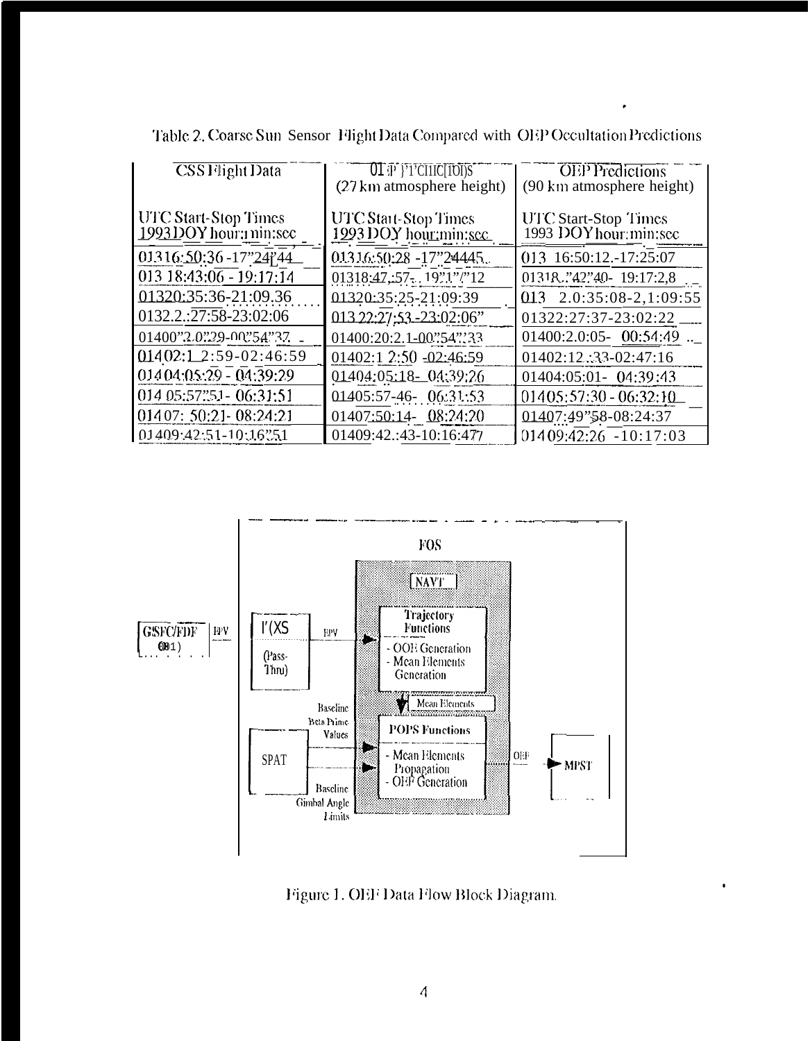Table 2. Coarse Sun Sensor Flight Data Compared with OEP Occultation Predictions

| CSS Flight Data | OEP Predictions (27 km atmosphere height) | OEP Predictions (90 km atmosphere height) |
|---|---|---|
| UTC Start-Stop Times 1993 DOY hour:min:sec | UTC Start-Stop Times 1993 DOY hour:min:sec | UTC Start-Stop Times 1993 DOY hour:min:sec |
| 01316:50:36-17:24:44 | 01316:50:28-17:24:45 | 013 16:50:12-17:25:07 |
| 013 18:43:06 - 19:17:14 | 01318:47:57-19:17:12 | 01318:42:40- 19:17:28 |
| 01320:35:36-21:09:36 | 01320:35:25-21:09:39 | 013 20:35:08-21:09:55 |
| 01322:27:58-23:02:06 | 01322:27:53-23:02:06 | 01322:27:37-23:02:22 |
| 01400:20:29-00:54:37 | 01400:20:21-00:54:33 | 01400:20:05- 00:54:49 |
| 01402:12:59-02:46:59 | 01402:12:50 -02:46:59 | 01402:12:33-02:47:16 |
| 01404:05:29 - 04:39:29 | 01404:05:18- 04:39:26 | 01404:05:01- 04:39:43 |
| 014 05:57:51- 06:31:51 | 01405:57:46- 06:31:53 | 01405:57:30 - 06:32:10 |
| 01407: 50:21- 08:24:21 | 01407:50:14- 08:24:20 | 01407:49:58-08:24:37 |
| 01409:42:51-10:16:51 | 01409:42:43-10:16:47 | 01409:42:26 -10:17:03 |

FOS

NAVT

GSFC/FDF (001) — EPV → PACS (Pass-Thru) — EPV → Trajectory Functions: - OOE Generation - Mean Elements Generation

Mean Elements

SPAT — Baseline Beta Prime Values; Baseline Gimbal Angle Limits → POPS Functions: - Mean Elements Propagation - OEF Generation — OEF → MPST

Figure 1. OEF Data Flow Block Diagram.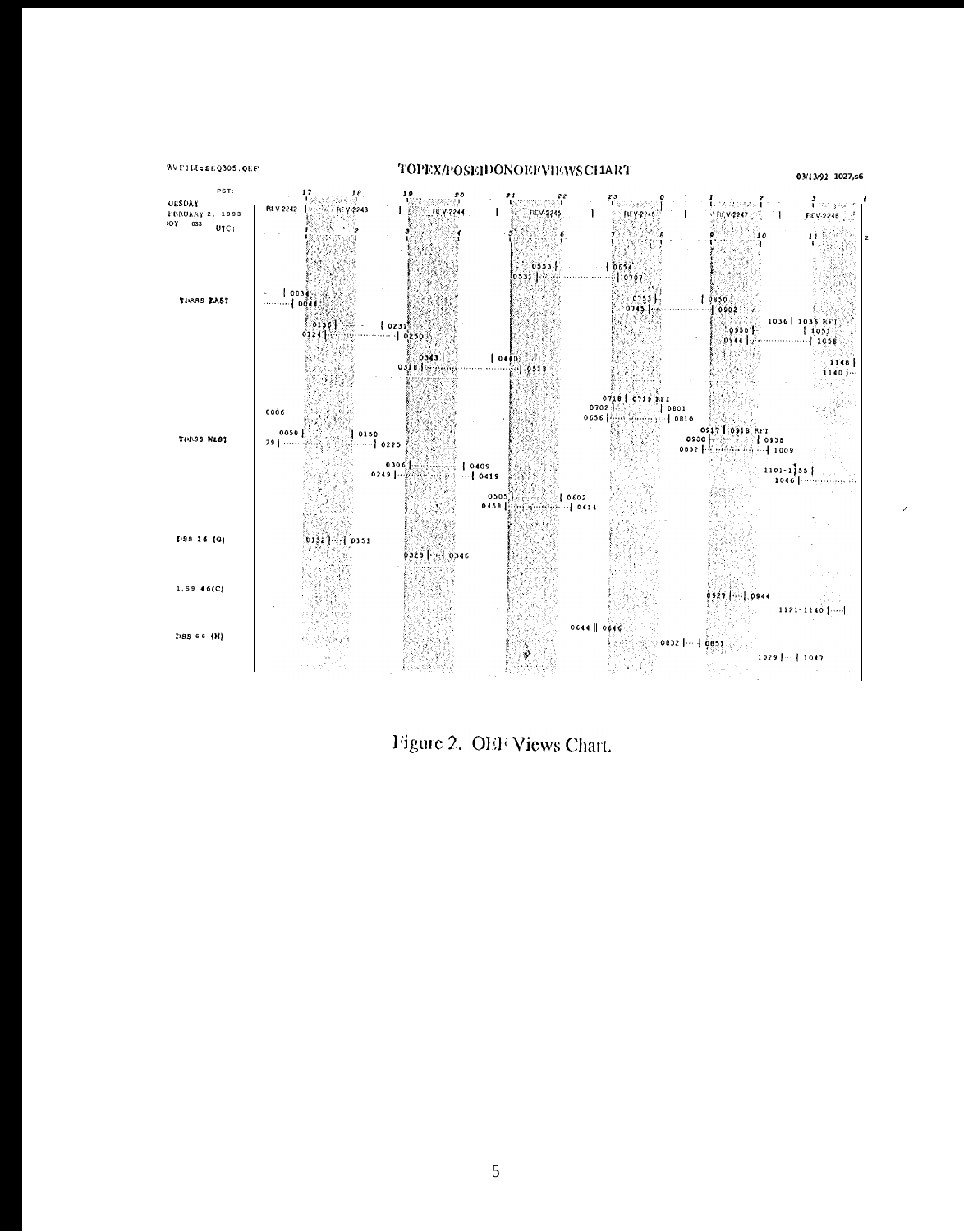AVFILE:EEQ305.OEF

TOPEX/POSEIDON OEF VIEWS CHART

03/13/92 1027,s6

PST:

UESDAY
FEBRUARY 2, 1993
OY 033 UTC

17 18 19 20 21 22 23 0 1 2 3 4

REV-2242 REV-2243 REV-2244 REV-2245 REV-2246 REV-2247 REV-2248

1 2 3 4 5 6 7 8 9 10 11

TDRSS EAST

0034 0044 0136 0124 0231 0250 0343 0318 0440 0513 0555 0531 0654 0707 0753 0745 0850 0902 1036 1036 RFI 0950 0944 1051 1058 1148 1140

TDRSS WEST

0006 0050 0158 029 0225 0306 0249 0409 0419 0505 0458 0602 0614 0718 0719 RFI 0702 0656 0801 0810 0917 0918 RFI 0900 0852 0958 1009 1101-1155 1046

DSS 16 (G)

0132 0151 0328 0346

DSS 46(C)

0927 0944 1121-1140

DSS 66 (M)

0644 0646 0832 0851 1029 1047

Figure 2. OEF Views Chart.